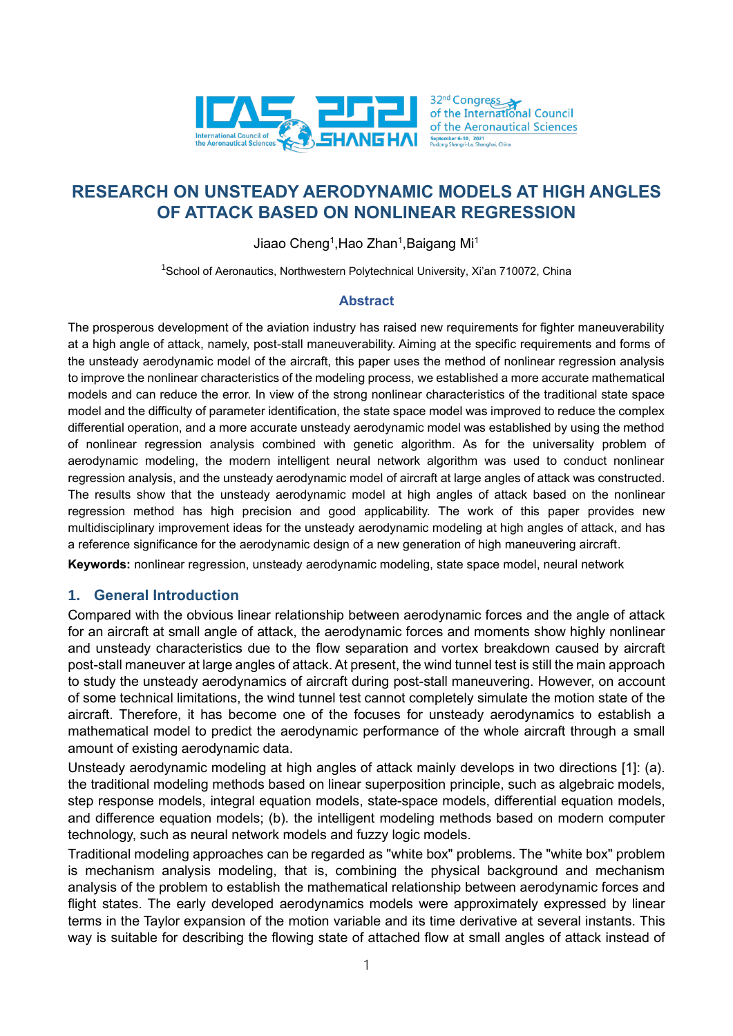# RESEARCH ON UNSTEADY AERODYNAMIC MODELS AT HIGH ANGLES OF ATTACK BASED ON NONLINEAR REGRESSION

Jiaao Cheng[1],Hao Zhan[1],Baigang Mi[1]

[1]School of Aeronautics, Northwestern Polytechnical University, Xi'an 710072, China

## Abstract

The prosperous development of the aviation industry has raised new requirements for fighter maneuverability at a high angle of attack, namely, post-stall maneuverability. Aiming at the specific requirements and forms of the unsteady aerodynamic model of the aircraft, this paper uses the method of nonlinear regression analysis to improve the nonlinear characteristics of the modeling process, we established a more accurate mathematical models and can reduce the error. In view of the strong nonlinear characteristics of the traditional state space model and the difficulty of parameter identification, the state space model was improved to reduce the complex differential operation, and a more accurate unsteady aerodynamic model was established by using the method of nonlinear regression analysis combined with genetic algorithm. As for the universality problem of aerodynamic modeling, the modern intelligent neural network algorithm was used to conduct nonlinear regression analysis, and the unsteady aerodynamic model of aircraft at large angles of attack was constructed. The results show that the unsteady aerodynamic model at high angles of attack based on the nonlinear regression method has high precision and good applicability. The work of this paper provides new multidisciplinary improvement ideas for the unsteady aerodynamic modeling at high angles of attack, and has a reference significance for the aerodynamic design of a new generation of high maneuvering aircraft.

**Keywords:** nonlinear regression, unsteady aerodynamic modeling, state space model, neural network

## 1. General Introduction

Compared with the obvious linear relationship between aerodynamic forces and the angle of attack for an aircraft at small angle of attack, the aerodynamic forces and moments show highly nonlinear and unsteady characteristics due to the flow separation and vortex breakdown caused by aircraft post-stall maneuver at large angles of attack. At present, the wind tunnel test is still the main approach to study the unsteady aerodynamics of aircraft during post-stall maneuvering. However, on account of some technical limitations, the wind tunnel test cannot completely simulate the motion state of the aircraft. Therefore, it has become one of the focuses for unsteady aerodynamics to establish a mathematical model to predict the aerodynamic performance of the whole aircraft through a small amount of existing aerodynamic data.

Unsteady aerodynamic modeling at high angles of attack mainly develops in two directions [1]: (a). the traditional modeling methods based on linear superposition principle, such as algebraic models, step response models, integral equation models, state-space models, differential equation models, and difference equation models; (b). the intelligent modeling methods based on modern computer technology, such as neural network models and fuzzy logic models.

Traditional modeling approaches can be regarded as "white box" problems. The "white box" problem is mechanism analysis modeling, that is, combining the physical background and mechanism analysis of the problem to establish the mathematical relationship between aerodynamic forces and flight states. The early developed aerodynamics models were approximately expressed by linear terms in the Taylor expansion of the motion variable and its time derivative at several instants. This way is suitable for describing the flowing state of attached flow at small angles of attack instead of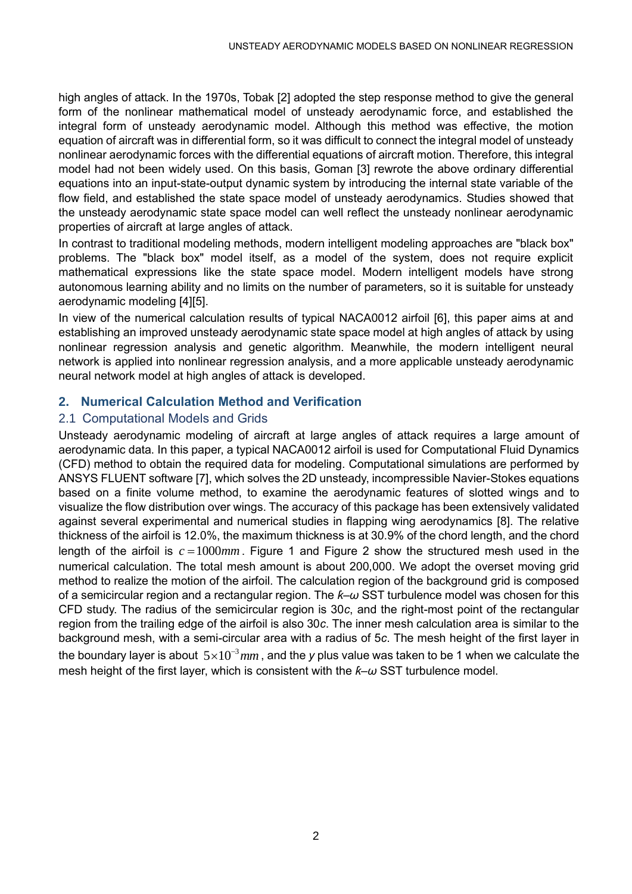high angles of attack. In the 1970s, Tobak [2] adopted the step response method to give the general form of the nonlinear mathematical model of unsteady aerodynamic force, and established the integral form of unsteady aerodynamic model. Although this method was effective, the motion equation of aircraft was in differential form, so it was difficult to connect the integral model of unsteady nonlinear aerodynamic forces with the differential equations of aircraft motion. Therefore, this integral model had not been widely used. On this basis, Goman [3] rewrote the above ordinary differential equations into an input-state-output dynamic system by introducing the internal state variable of the flow field, and established the state space model of unsteady aerodynamics. Studies showed that the unsteady aerodynamic state space model can well reflect the unsteady nonlinear aerodynamic properties of aircraft at large angles of attack.

In contrast to traditional modeling methods, modern intelligent modeling approaches are "black box" problems. The "black box" model itself, as a model of the system, does not require explicit mathematical expressions like the state space model. Modern intelligent models have strong autonomous learning ability and no limits on the number of parameters, so it is suitable for unsteady aerodynamic modeling [4][5].

In view of the numerical calculation results of typical NACA0012 airfoil [6], this paper aims at and establishing an improved unsteady aerodynamic state space model at high angles of attack by using nonlinear regression analysis and genetic algorithm. Meanwhile, the modern intelligent neural network is applied into nonlinear regression analysis, and a more applicable unsteady aerodynamic neural network model at high angles of attack is developed.

## 2. Numerical Calculation Method and Verification

### 2.1 Computational Models and Grids

Unsteady aerodynamic modeling of aircraft at large angles of attack requires a large amount of aerodynamic data. In this paper, a typical NACA0012 airfoil is used for Computational Fluid Dynamics (CFD) method to obtain the required data for modeling. Computational simulations are performed by ANSYS FLUENT software [7], which solves the 2D unsteady, incompressible Navier-Stokes equations based on a finite volume method, to examine the aerodynamic features of slotted wings and to visualize the flow distribution over wings. The accuracy of this package has been extensively validated against several experimental and numerical studies in flapping wing aerodynamics [8]. The relative thickness of the airfoil is 12.0%, the maximum thickness is at 30.9% of the chord length, and the chord length of the airfoil is $c = 1000mm$. Figure 1 and Figure 2 show the structured mesh used in the numerical calculation. The total mesh amount is about 200,000. We adopt the overset moving grid method to realize the motion of the airfoil. The calculation region of the background grid is composed of a semicircular region and a rectangular region. The *k*–*ω* SST turbulence model was chosen for this CFD study. The radius of the semicircular region is 30*c*, and the right-most point of the rectangular region from the trailing edge of the airfoil is also 30*c*. The inner mesh calculation area is similar to the background mesh, with a semi-circular area with a radius of 5*c*. The mesh height of the first layer in the boundary layer is about $5 \times 10^{-3} mm$, and the *y* plus value was taken to be 1 when we calculate the mesh height of the first layer, which is consistent with the *k*–*ω* SST turbulence model.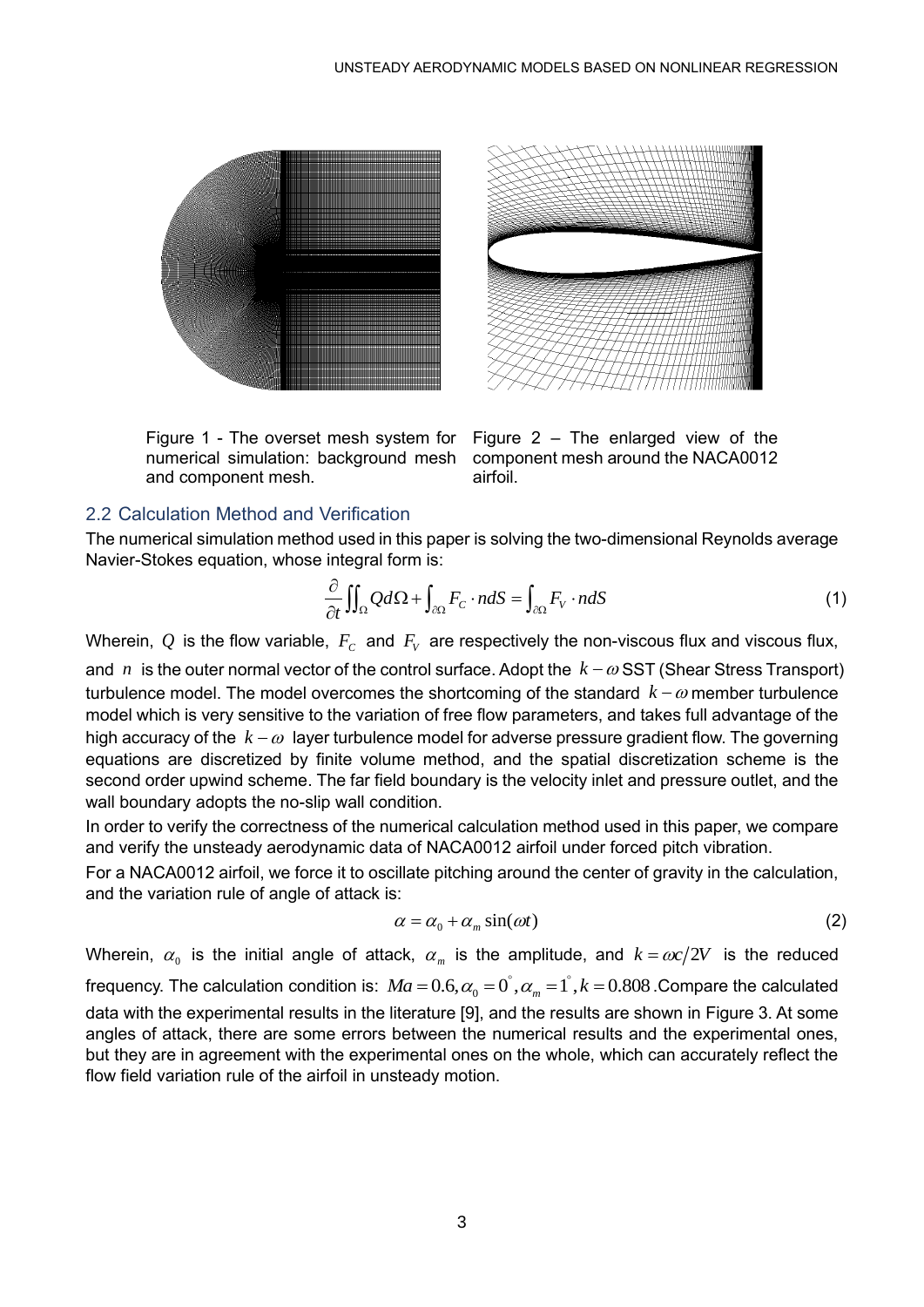Figure 1 - The overset mesh system for numerical simulation: background mesh and component mesh.

Figure 2 – The enlarged view of the component mesh around the NACA0012 airfoil.

## 2.2 Calculation Method and Verification

The numerical simulation method used in this paper is solving the two-dimensional Reynolds average Navier-Stokes equation, whose integral form is:

$$\frac{\partial}{\partial t}\iint_{\Omega} Q d\Omega + \int_{\partial\Omega} F_C \cdot ndS = \int_{\partial\Omega} F_V \cdot ndS \tag{1}$$

Wherein, $Q$ is the flow variable, $F_C$ and $F_V$ are respectively the non-viscous flux and viscous flux, and $n$ is the outer normal vector of the control surface. Adopt the $k-\omega$ SST (Shear Stress Transport) turbulence model. The model overcomes the shortcoming of the standard $k-\omega$ member turbulence model which is very sensitive to the variation of free flow parameters, and takes full advantage of the high accuracy of the $k-\omega$ layer turbulence model for adverse pressure gradient flow. The governing equations are discretized by finite volume method, and the spatial discretization scheme is the second order upwind scheme. The far field boundary is the velocity inlet and pressure outlet, and the wall boundary adopts the no-slip wall condition.

In order to verify the correctness of the numerical calculation method used in this paper, we compare and verify the unsteady aerodynamic data of NACA0012 airfoil under forced pitch vibration.

For a NACA0012 airfoil, we force it to oscillate pitching around the center of gravity in the calculation, and the variation rule of angle of attack is:

$$\alpha = \alpha_0 + \alpha_m \sin(\omega t) \tag{2}$$

Wherein, $\alpha_0$ is the initial angle of attack, $\alpha_m$ is the amplitude, and $k = \omega c/2V$ is the reduced frequency. The calculation condition is: $Ma = 0.6, \alpha_0 = 0^{\circ}, \alpha_m = 1^{\circ}, k = 0.808$ .Compare the calculated data with the experimental results in the literature [9], and the results are shown in Figure 3. At some angles of attack, there are some errors between the numerical results and the experimental ones, but they are in agreement with the experimental ones on the whole, which can accurately reflect the flow field variation rule of the airfoil in unsteady motion.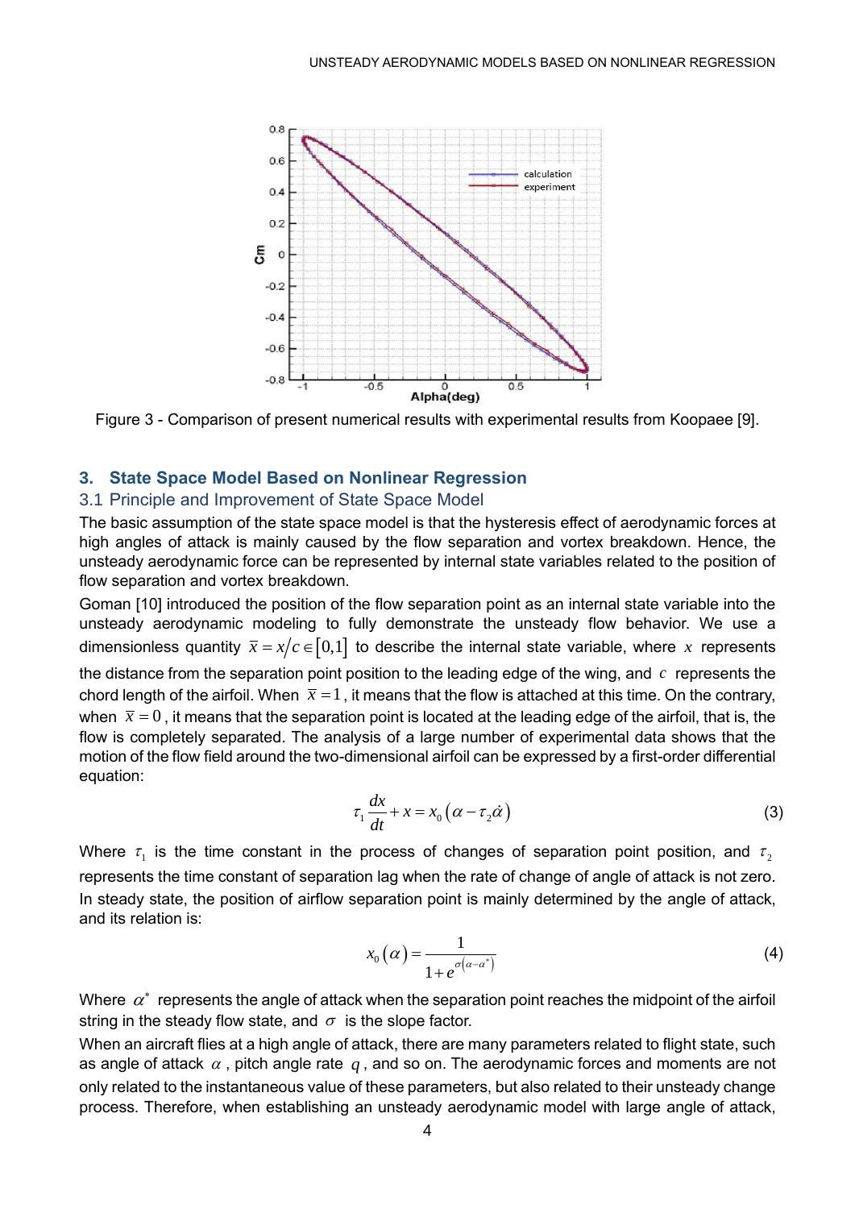Figure 3 - Comparison of present numerical results with experimental results from Koopaee [9].

## 3. State Space Model Based on Nonlinear Regression

### 3.1 Principle and Improvement of State Space Model

The basic assumption of the state space model is that the hysteresis effect of aerodynamic forces at high angles of attack is mainly caused by the flow separation and vortex breakdown. Hence, the unsteady aerodynamic force can be represented by internal state variables related to the position of flow separation and vortex breakdown.

Goman [10] introduced the position of the flow separation point as an internal state variable into the unsteady aerodynamic modeling to fully demonstrate the unsteady flow behavior. We use a dimensionless quantity $\bar{x} = x/c \in [0,1]$ to describe the internal state variable, where $x$ represents the distance from the separation point position to the leading edge of the wing, and $c$ represents the chord length of the airfoil. When $\bar{x} = 1$, it means that the flow is attached at this time. On the contrary, when $\bar{x} = 0$, it means that the separation point is located at the leading edge of the airfoil, that is, the flow is completely separated. The analysis of a large number of experimental data shows that the motion of the flow field around the two-dimensional airfoil can be expressed by a first-order differential equation:

$$\tau_1 \frac{dx}{dt} + x = x_0\left(\alpha - \tau_2 \dot{\alpha}\right) \tag{3}$$

Where $\tau_1$ is the time constant in the process of changes of separation point position, and $\tau_2$ represents the time constant of separation lag when the rate of change of angle of attack is not zero. In steady state, the position of airflow separation point is mainly determined by the angle of attack, and its relation is:

$$x_0\left(\alpha\right) = \frac{1}{1 + e^{\sigma\left(\alpha - \alpha^*\right)}} \tag{4}$$

Where $\alpha^*$ represents the angle of attack when the separation point reaches the midpoint of the airfoil string in the steady flow state, and $\sigma$ is the slope factor.

When an aircraft flies at a high angle of attack, there are many parameters related to flight state, such as angle of attack $\alpha$, pitch angle rate $q$, and so on. The aerodynamic forces and moments are not only related to the instantaneous value of these parameters, but also related to their unsteady change process. Therefore, when establishing an unsteady aerodynamic model with large angle of attack,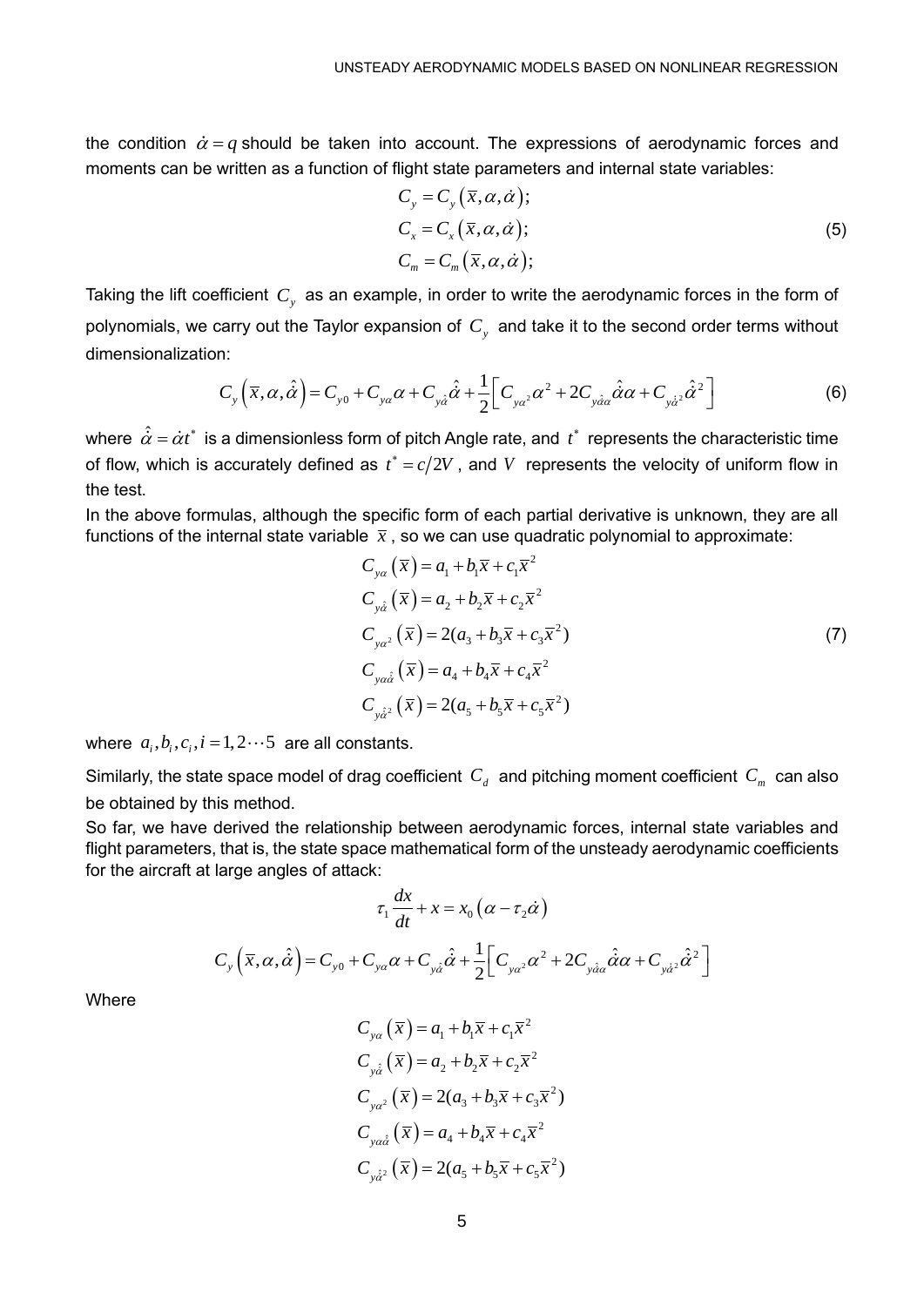the condition $\dot{\alpha} = q$ should be taken into account. The expressions of aerodynamic forces and moments can be written as a function of flight state parameters and internal state variables:

$$
\begin{aligned}
C_y &= C_y\left(\bar{x}, \alpha, \dot{\alpha}\right); \\
C_x &= C_x\left(\bar{x}, \alpha, \dot{\alpha}\right); \\
C_m &= C_m\left(\bar{x}, \alpha, \dot{\alpha}\right);
\end{aligned}
\tag{5}
$$

Taking the lift coefficient $C_y$ as an example, in order to write the aerodynamic forces in the form of polynomials, we carry out the Taylor expansion of $C_y$ and take it to the second order terms without dimensionalization:

$$
C_y\left(\bar{x}, \alpha, \hat{\dot{\alpha}}\right) = C_{y0} + C_{y\alpha}\alpha + C_{y\hat{\dot{\alpha}}}\hat{\dot{\alpha}} + \frac{1}{2}\left[C_{y\alpha^2}\alpha^2 + 2C_{y\hat{\dot{\alpha}}\alpha}\hat{\dot{\alpha}}\alpha + C_{y\hat{\dot{\alpha}}^2}\hat{\dot{\alpha}}^2\right]
\tag{6}
$$

where $\hat{\dot{\alpha}} = \dot{\alpha}t^*$ is a dimensionless form of pitch Angle rate, and $t^*$ represents the characteristic time of flow, which is accurately defined as $t^* = c/2V$, and $V$ represents the velocity of uniform flow in the test.

In the above formulas, although the specific form of each partial derivative is unknown, they are all functions of the internal state variable $\bar{x}$, so we can use quadratic polynomial to approximate:

$$
\begin{aligned}
C_{y\alpha}\left(\bar{x}\right) &= a_1 + b_1\bar{x} + c_1\bar{x}^2 \\
C_{y\hat{\dot{\alpha}}}\left(\bar{x}\right) &= a_2 + b_2\bar{x} + c_2\bar{x}^2 \\
C_{y\alpha^2}\left(\bar{x}\right) &= 2(a_3 + b_3\bar{x} + c_3\bar{x}^2) \\
C_{y\alpha\hat{\dot{\alpha}}}\left(\bar{x}\right) &= a_4 + b_4\bar{x} + c_4\bar{x}^2 \\
C_{y\hat{\dot{\alpha}}^2}\left(\bar{x}\right) &= 2(a_5 + b_5\bar{x} + c_5\bar{x}^2)
\end{aligned}
\tag{7}
$$

where $a_i, b_i, c_i, i = 1, 2 \cdots 5$ are all constants.

Similarly, the state space model of drag coefficient $C_d$ and pitching moment coefficient $C_m$ can also be obtained by this method.

So far, we have derived the relationship between aerodynamic forces, internal state variables and flight parameters, that is, the state space mathematical form of the unsteady aerodynamic coefficients for the aircraft at large angles of attack:

$$
\tau_1\frac{dx}{dt} + x = x_0\left(\alpha - \tau_2\dot{\alpha}\right)
$$

$$
C_y\left(\bar{x}, \alpha, \hat{\dot{\alpha}}\right) = C_{y0} + C_{y\alpha}\alpha + C_{y\hat{\dot{\alpha}}}\hat{\dot{\alpha}} + \frac{1}{2}\left[C_{y\alpha^2}\alpha^2 + 2C_{y\hat{\dot{\alpha}}\alpha}\hat{\dot{\alpha}}\alpha + C_{y\hat{\dot{\alpha}}^2}\hat{\dot{\alpha}}^2\right]
$$

Where

$$
\begin{aligned}
C_{y\alpha}\left(\bar{x}\right) &= a_1 + b_1\bar{x} + c_1\bar{x}^2 \\
C_{y\hat{\dot{\alpha}}}\left(\bar{x}\right) &= a_2 + b_2\bar{x} + c_2\bar{x}^2 \\
C_{y\alpha^2}\left(\bar{x}\right) &= 2(a_3 + b_3\bar{x} + c_3\bar{x}^2) \\
C_{y\alpha\hat{\dot{\alpha}}}\left(\bar{x}\right) &= a_4 + b_4\bar{x} + c_4\bar{x}^2 \\
C_{y\hat{\dot{\alpha}}^2}\left(\bar{x}\right) &= 2(a_5 + b_5\bar{x} + c_5\bar{x}^2)
\end{aligned}
$$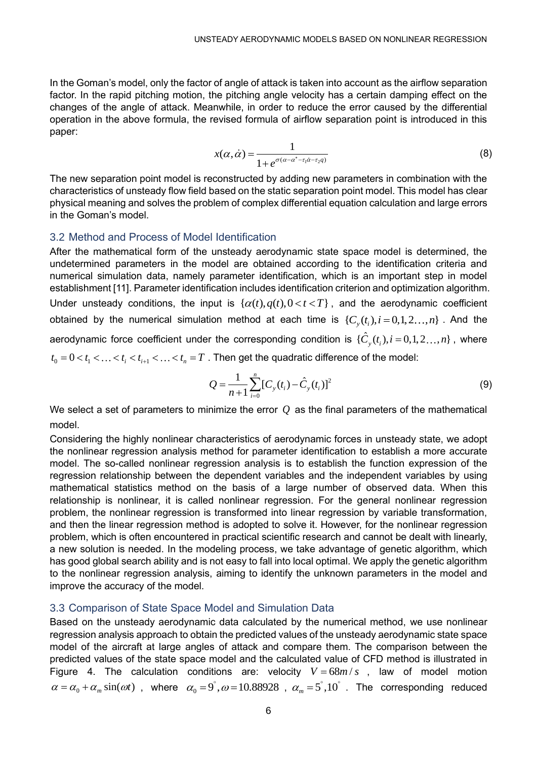In the Goman's model, only the factor of angle of attack is taken into account as the airflow separation factor. In the rapid pitching motion, the pitching angle velocity has a certain damping effect on the changes of the angle of attack. Meanwhile, in order to reduce the error caused by the differential operation in the above formula, the revised formula of airflow separation point is introduced in this paper:

$$x(\alpha,\dot{\alpha}) = \frac{1}{1+e^{\sigma(\alpha-\alpha^{*}-\tau_1\dot{\alpha}-\tau_2 q)}} \tag{8}$$

The new separation point model is reconstructed by adding new parameters in combination with the characteristics of unsteady flow field based on the static separation point model. This model has clear physical meaning and solves the problem of complex differential equation calculation and large errors in the Goman's model.

## 3.2 Method and Process of Model Identification

After the mathematical form of the unsteady aerodynamic state space model is determined, the undetermined parameters in the model are obtained according to the identification criteria and numerical simulation data, namely parameter identification, which is an important step in model establishment [11]. Parameter identification includes identification criterion and optimization algorithm. Under unsteady conditions, the input is $\{\alpha(t), q(t), 0<t<T\}$, and the aerodynamic coefficient obtained by the numerical simulation method at each time is $\{C_y(t_i), i=0,1,2\ldots,n\}$. And the aerodynamic force coefficient under the corresponding condition is $\{\hat{C}_y(t_i), i=0,1,2\ldots,n\}$, where $t_0=0<t_1<\ldots<t_i<t_{i+1}<\ldots<t_n=T$. Then get the quadratic difference of the model:

$$Q=\frac{1}{n+1}\sum_{i=0}^{n}[C_y(t_i)-\hat{C}_y(t_i)]^2 \tag{9}$$

We select a set of parameters to minimize the error $Q$ as the final parameters of the mathematical model.

Considering the highly nonlinear characteristics of aerodynamic forces in unsteady state, we adopt the nonlinear regression analysis method for parameter identification to establish a more accurate model. The so-called nonlinear regression analysis is to establish the function expression of the regression relationship between the dependent variables and the independent variables by using mathematical statistics method on the basis of a large number of observed data. When this relationship is nonlinear, it is called nonlinear regression. For the general nonlinear regression problem, the nonlinear regression is transformed into linear regression by variable transformation, and then the linear regression method is adopted to solve it. However, for the nonlinear regression problem, which is often encountered in practical scientific research and cannot be dealt with linearly, a new solution is needed. In the modeling process, we take advantage of genetic algorithm, which has good global search ability and is not easy to fall into local optimal. We apply the genetic algorithm to the nonlinear regression analysis, aiming to identify the unknown parameters in the model and improve the accuracy of the model.

## 3.3 Comparison of State Space Model and Simulation Data

Based on the unsteady aerodynamic data calculated by the numerical method, we use nonlinear regression analysis approach to obtain the predicted values of the unsteady aerodynamic state space model of the aircraft at large angles of attack and compare them. The comparison between the predicted values of the state space model and the calculated value of CFD method is illustrated in Figure 4. The calculation conditions are: velocity $V=68m/s$, law of model motion $\alpha=\alpha_0+\alpha_m\sin(\omega t)$, where $\alpha_0=9^{\circ}, \omega=10.88928$, $\alpha_m=5^{\circ},10^{\circ}$. The corresponding reduced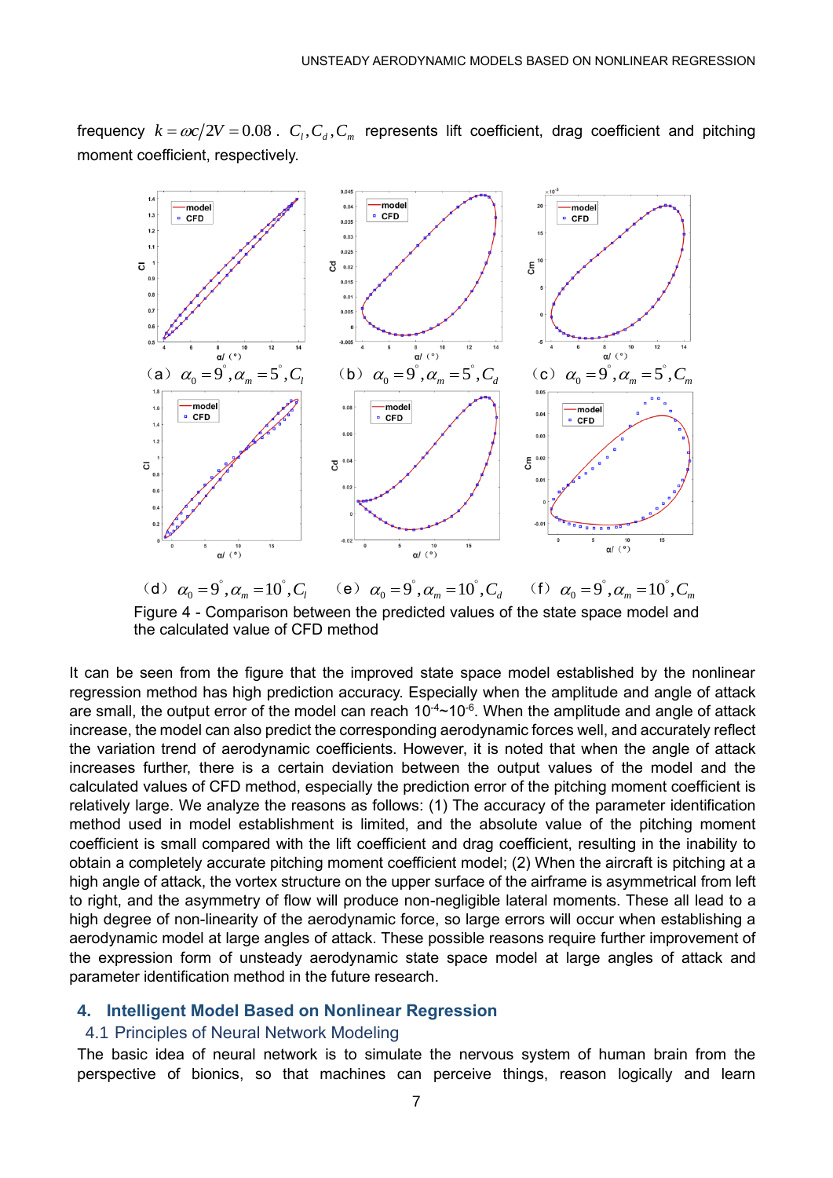frequency $k = \omega c/2V = 0.08$. $C_l, C_d, C_m$ represents lift coefficient, drag coefficient and pitching moment coefficient, respectively.

（a） $\alpha_0 = 9^{\circ}, \alpha_m = 5^{\circ}, C_l$ （b） $\alpha_0 = 9^{\circ}, \alpha_m = 5^{\circ}, C_d$ （c） $\alpha_0 = 9^{\circ}, \alpha_m = 5^{\circ}, C_m$

（d） $\alpha_0 = 9^{\circ}, \alpha_m = 10^{\circ}, C_l$ （e） $\alpha_0 = 9^{\circ}, \alpha_m = 10^{\circ}, C_d$ （f） $\alpha_0 = 9^{\circ}, \alpha_m = 10^{\circ}, C_m$

Figure 4 - Comparison between the predicted values of the state space model and the calculated value of CFD method

It can be seen from the figure that the improved state space model established by the nonlinear regression method has high prediction accuracy. Especially when the amplitude and angle of attack are small, the output error of the model can reach $10^{-4}$~$10^{-6}$. When the amplitude and angle of attack increase, the model can also predict the corresponding aerodynamic forces well, and accurately reflect the variation trend of aerodynamic coefficients. However, it is noted that when the angle of attack increases further, there is a certain deviation between the output values of the model and the calculated values of CFD method, especially the prediction error of the pitching moment coefficient is relatively large. We analyze the reasons as follows: (1) The accuracy of the parameter identification method used in model establishment is limited, and the absolute value of the pitching moment coefficient is small compared with the lift coefficient and drag coefficient, resulting in the inability to obtain a completely accurate pitching moment coefficient model; (2) When the aircraft is pitching at a high angle of attack, the vortex structure on the upper surface of the airframe is asymmetrical from left to right, and the asymmetry of flow will produce non-negligible lateral moments. These all lead to a high degree of non-linearity of the aerodynamic force, so large errors will occur when establishing a aerodynamic model at large angles of attack. These possible reasons require further improvement of the expression form of unsteady aerodynamic state space model at large angles of attack and parameter identification method in the future research.

## 4. Intelligent Model Based on Nonlinear Regression

### 4.1 Principles of Neural Network Modeling

The basic idea of neural network is to simulate the nervous system of human brain from the perspective of bionics, so that machines can perceive things, reason logically and learn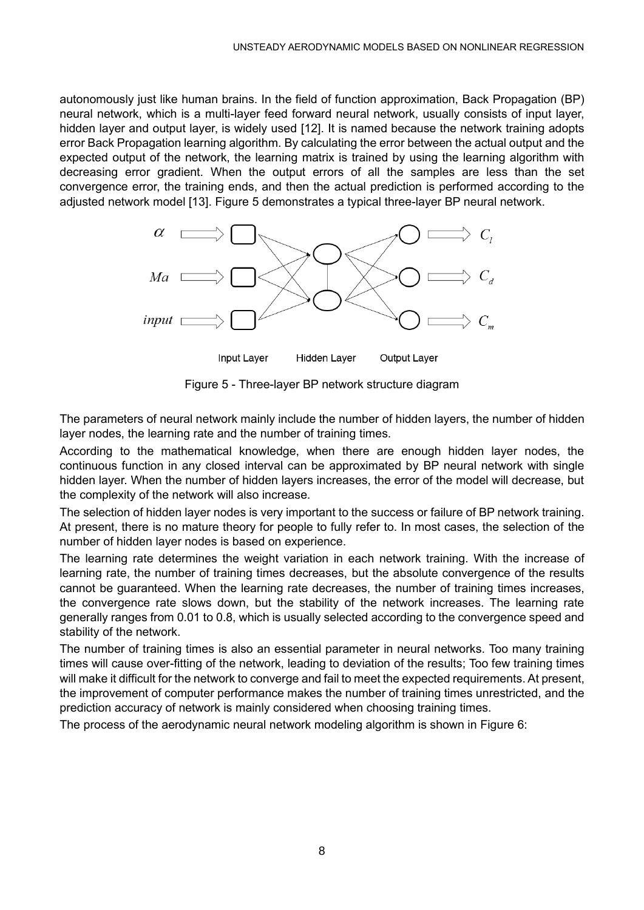autonomously just like human brains. In the field of function approximation, Back Propagation (BP) neural network, which is a multi-layer feed forward neural network, usually consists of input layer, hidden layer and output layer, is widely used [12]. It is named because the network training adopts error Back Propagation learning algorithm. By calculating the error between the actual output and the expected output of the network, the learning matrix is trained by using the learning algorithm with decreasing error gradient. When the output errors of all the samples are less than the set convergence error, the training ends, and then the actual prediction is performed according to the adjusted network model [13]. Figure 5 demonstrates a typical three-layer BP neural network.

Figure 5 - Three-layer BP network structure diagram

The parameters of neural network mainly include the number of hidden layers, the number of hidden layer nodes, the learning rate and the number of training times.

According to the mathematical knowledge, when there are enough hidden layer nodes, the continuous function in any closed interval can be approximated by BP neural network with single hidden layer. When the number of hidden layers increases, the error of the model will decrease, but the complexity of the network will also increase.

The selection of hidden layer nodes is very important to the success or failure of BP network training. At present, there is no mature theory for people to fully refer to. In most cases, the selection of the number of hidden layer nodes is based on experience.

The learning rate determines the weight variation in each network training. With the increase of learning rate, the number of training times decreases, but the absolute convergence of the results cannot be guaranteed. When the learning rate decreases, the number of training times increases, the convergence rate slows down, but the stability of the network increases. The learning rate generally ranges from 0.01 to 0.8, which is usually selected according to the convergence speed and stability of the network.

The number of training times is also an essential parameter in neural networks. Too many training times will cause over-fitting of the network, leading to deviation of the results; Too few training times will make it difficult for the network to converge and fail to meet the expected requirements. At present, the improvement of computer performance makes the number of training times unrestricted, and the prediction accuracy of network is mainly considered when choosing training times.

The process of the aerodynamic neural network modeling algorithm is shown in Figure 6: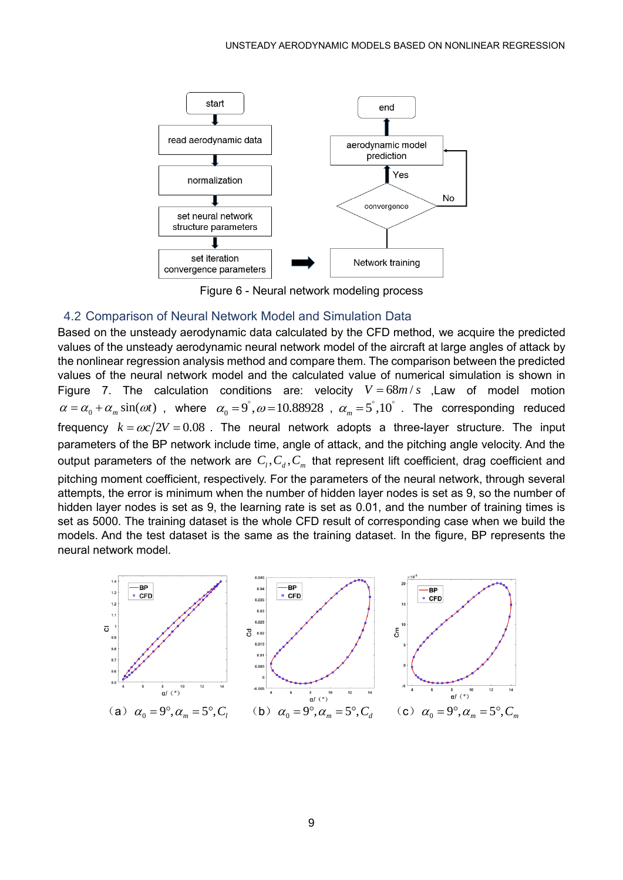Figure 6 - Neural network modeling process

## 4.2 Comparison of Neural Network Model and Simulation Data

Based on the unsteady aerodynamic data calculated by the CFD method, we acquire the predicted values of the unsteady aerodynamic neural network model of the aircraft at large angles of attack by the nonlinear regression analysis method and compare them. The comparison between the predicted values of the neural network model and the calculated value of numerical simulation is shown in Figure 7. The calculation conditions are: velocity $V = 68m/s$ ,Law of model motion $\alpha = \alpha_0 + \alpha_m \sin(\omega t)$ , where $\alpha_0 = 9^{\circ}, \omega = 10.88928$ , $\alpha_m = 5^{\circ}, 10^{\circ}$ . The corresponding reduced frequency $k = \omega c / 2V = 0.08$ . The neural network adopts a three-layer structure. The input parameters of the BP network include time, angle of attack, and the pitching angle velocity. And the output parameters of the network are $C_l, C_d, C_m$ that represent lift coefficient, drag coefficient and pitching moment coefficient, respectively. For the parameters of the neural network, through several attempts, the error is minimum when the number of hidden layer nodes is set as 9, so the number of hidden layer nodes is set as 9, the learning rate is set as 0.01, and the number of training times is set as 5000. The training dataset is the whole CFD result of corresponding case when we build the models. And the test dataset is the same as the training dataset. In the figure, BP represents the neural network model.

（a） $\alpha_0 = 9^{\circ}, \alpha_m = 5^{\circ}, C_l$ （b） $\alpha_0 = 9^{\circ}, \alpha_m = 5^{\circ}, C_d$ （c） $\alpha_0 = 9^{\circ}, \alpha_m = 5^{\circ}, C_m$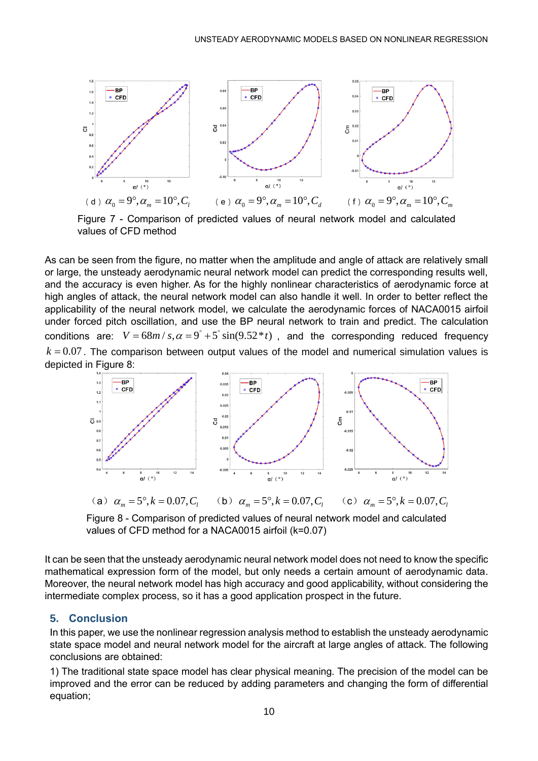(d) $\alpha_0 = 9°, \alpha_m = 10°, C_l$ (e) $\alpha_0 = 9°, \alpha_m = 10°, C_d$ (f) $\alpha_0 = 9°, \alpha_m = 10°, C_m$

Figure 7 - Comparison of predicted values of neural network model and calculated values of CFD method

As can be seen from the figure, no matter when the amplitude and angle of attack are relatively small or large, the unsteady aerodynamic neural network model can predict the corresponding results well, and the accuracy is even higher. As for the highly nonlinear characteristics of aerodynamic force at high angles of attack, the neural network model can also handle it well. In order to better reflect the applicability of the neural network model, we calculate the aerodynamic forces of NACA0015 airfoil under forced pitch oscillation, and use the BP neural network to train and predict. The calculation conditions are: $V = 68m/s, \alpha = 9^{\circ} + 5^{\circ}\sin(9.52*t)$ , and the corresponding reduced frequency $k = 0.07$. The comparison between output values of the model and numerical simulation values is depicted in Figure 8:

(a) $\alpha_m = 5°, k = 0.07, C_l$ (b) $\alpha_m = 5°, k = 0.07, C_l$ (c) $\alpha_m = 5°, k = 0.07, C_l$

Figure 8 - Comparison of predicted values of neural network model and calculated values of CFD method for a NACA0015 airfoil (k=0.07)

It can be seen that the unsteady aerodynamic neural network model does not need to know the specific mathematical expression form of the model, but only needs a certain amount of aerodynamic data. Moreover, the neural network model has high accuracy and good applicability, without considering the intermediate complex process, so it has a good application prospect in the future.

## 5. Conclusion

In this paper, we use the nonlinear regression analysis method to establish the unsteady aerodynamic state space model and neural network model for the aircraft at large angles of attack. The following conclusions are obtained:

1) The traditional state space model has clear physical meaning. The precision of the model can be improved and the error can be reduced by adding parameters and changing the form of differential equation;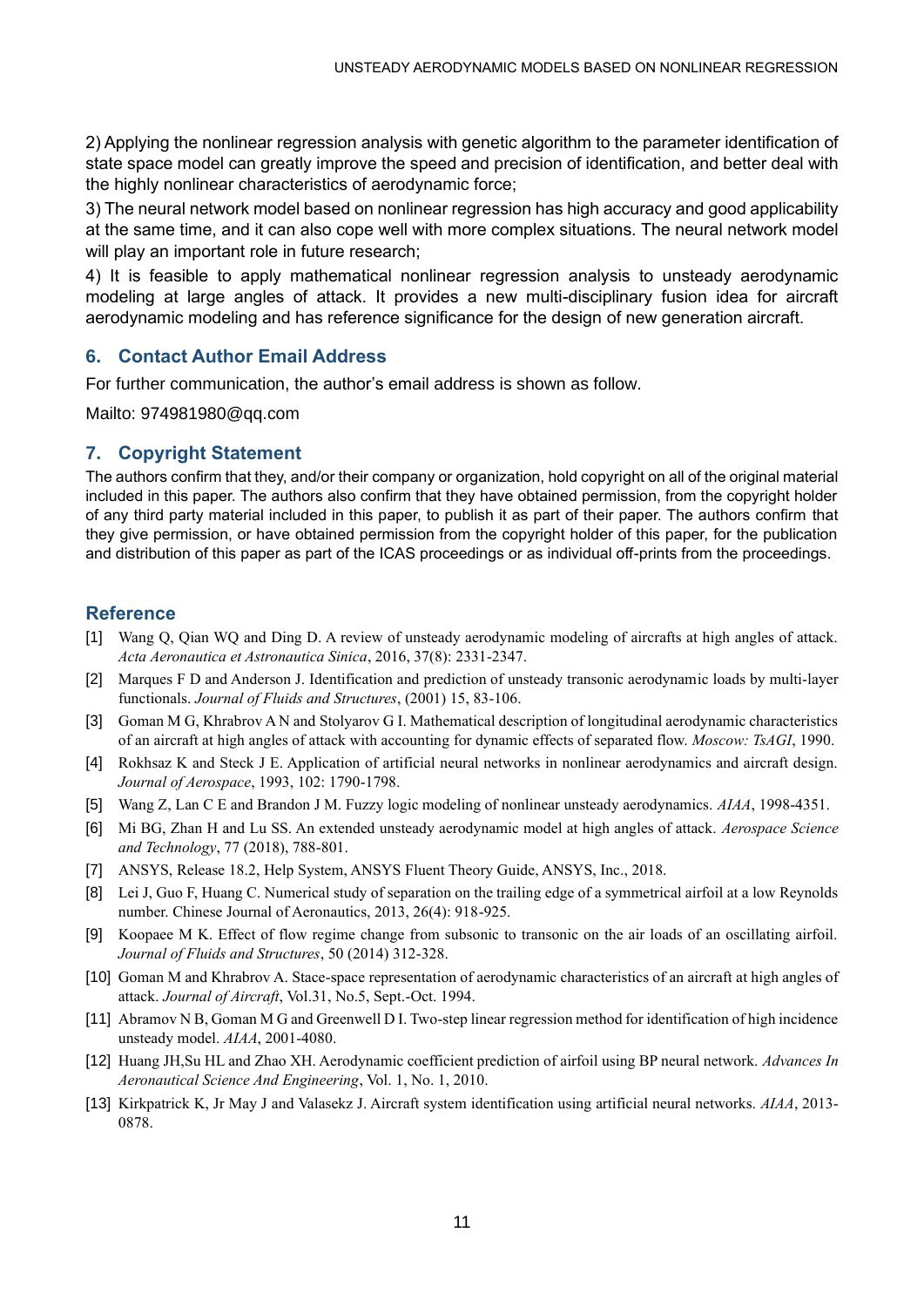2) Applying the nonlinear regression analysis with genetic algorithm to the parameter identification of state space model can greatly improve the speed and precision of identification, and better deal with the highly nonlinear characteristics of aerodynamic force;

3) The neural network model based on nonlinear regression has high accuracy and good applicability at the same time, and it can also cope well with more complex situations. The neural network model will play an important role in future research;

4) It is feasible to apply mathematical nonlinear regression analysis to unsteady aerodynamic modeling at large angles of attack. It provides a new multi-disciplinary fusion idea for aircraft aerodynamic modeling and has reference significance for the design of new generation aircraft.

## 6. Contact Author Email Address

For further communication, the author's email address is shown as follow.

Mailto: 974981980@qq.com

## 7. Copyright Statement

The authors confirm that they, and/or their company or organization, hold copyright on all of the original material included in this paper. The authors also confirm that they have obtained permission, from the copyright holder of any third party material included in this paper, to publish it as part of their paper. The authors confirm that they give permission, or have obtained permission from the copyright holder of this paper, for the publication and distribution of this paper as part of the ICAS proceedings or as individual off-prints from the proceedings.

## Reference

[1] Wang Q, Qian WQ and Ding D. A review of unsteady aerodynamic modeling of aircrafts at high angles of attack. *Acta Aeronautica et Astronautica Sinica*, 2016, 37(8): 2331-2347.

[2] Marques F D and Anderson J. Identification and prediction of unsteady transonic aerodynamic loads by multi-layer functionals. *Journal of Fluids and Structures*, (2001) 15, 83-106.

[3] Goman M G, Khrabrov A N and Stolyarov G I. Mathematical description of longitudinal aerodynamic characteristics of an aircraft at high angles of attack with accounting for dynamic effects of separated flow. *Moscow: TsAGI*, 1990.

[4] Rokhsaz K and Steck J E. Application of artificial neural networks in nonlinear aerodynamics and aircraft design. *Journal of Aerospace*, 1993, 102: 1790-1798.

[5] Wang Z, Lan C E and Brandon J M. Fuzzy logic modeling of nonlinear unsteady aerodynamics. *AIAA*, 1998-4351.

[6] Mi BG, Zhan H and Lu SS. An extended unsteady aerodynamic model at high angles of attack. *Aerospace Science and Technology*, 77 (2018), 788-801.

[7] ANSYS, Release 18.2, Help System, ANSYS Fluent Theory Guide, ANSYS, Inc., 2018.

[8] Lei J, Guo F, Huang C. Numerical study of separation on the trailing edge of a symmetrical airfoil at a low Reynolds number. Chinese Journal of Aeronautics, 2013, 26(4): 918-925.

[9] Koopaee M K. Effect of flow regime change from subsonic to transonic on the air loads of an oscillating airfoil. *Journal of Fluids and Structures*, 50 (2014) 312-328.

[10] Goman M and Khrabrov A. Stace-space representation of aerodynamic characteristics of an aircraft at high angles of attack. *Journal of Aircraft*, Vol.31, No.5, Sept.-Oct. 1994.

[11] Abramov N B, Goman M G and Greenwell D I. Two-step linear regression method for identification of high incidence unsteady model. *AIAA*, 2001-4080.

[12] Huang JH,Su HL and Zhao XH. Aerodynamic coefficient prediction of airfoil using BP neural network. *Advances In Aeronautical Science And Engineering*, Vol. 1, No. 1, 2010.

[13] Kirkpatrick K, Jr May J and Valasekz J. Aircraft system identification using artificial neural networks. *AIAA*, 2013-0878.